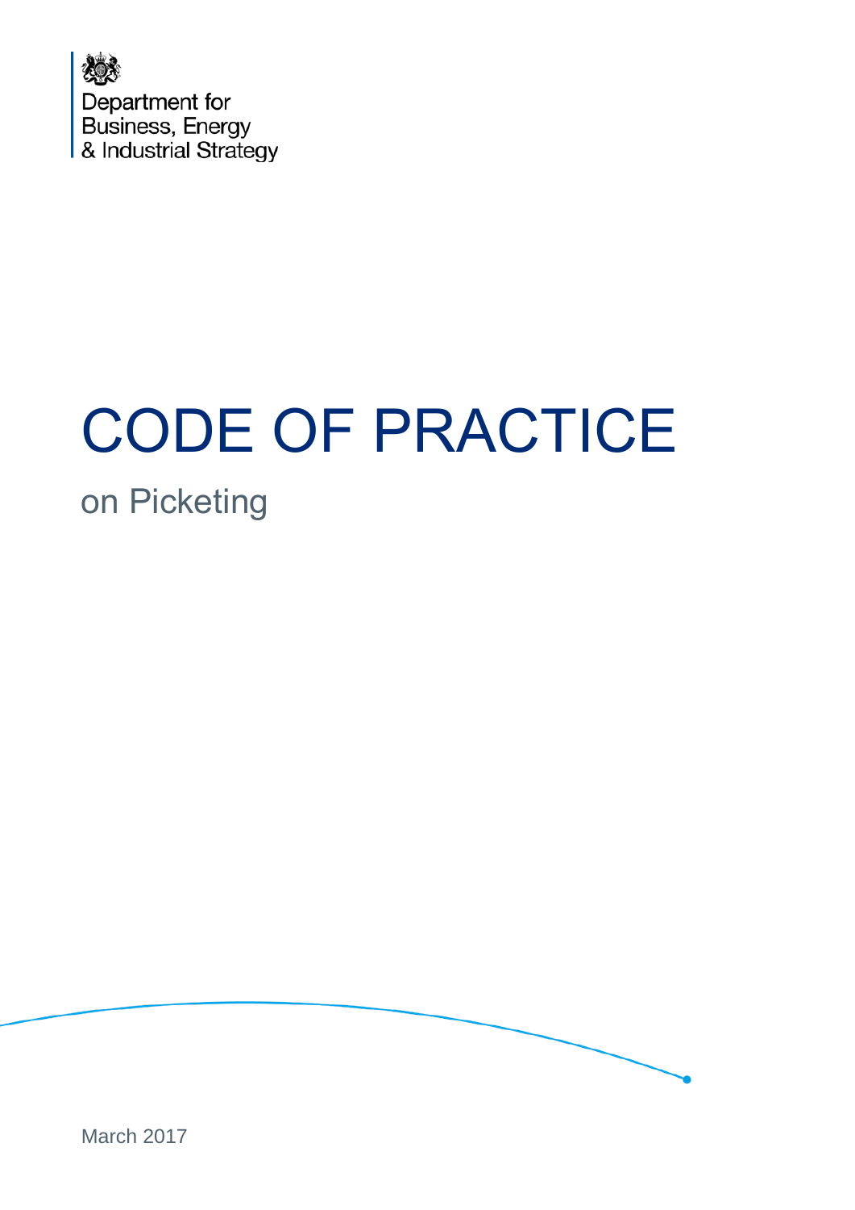Department for Business, Energy & Industrial Strategy

# CODE OF PRACTICE

## on Picketing

March 2017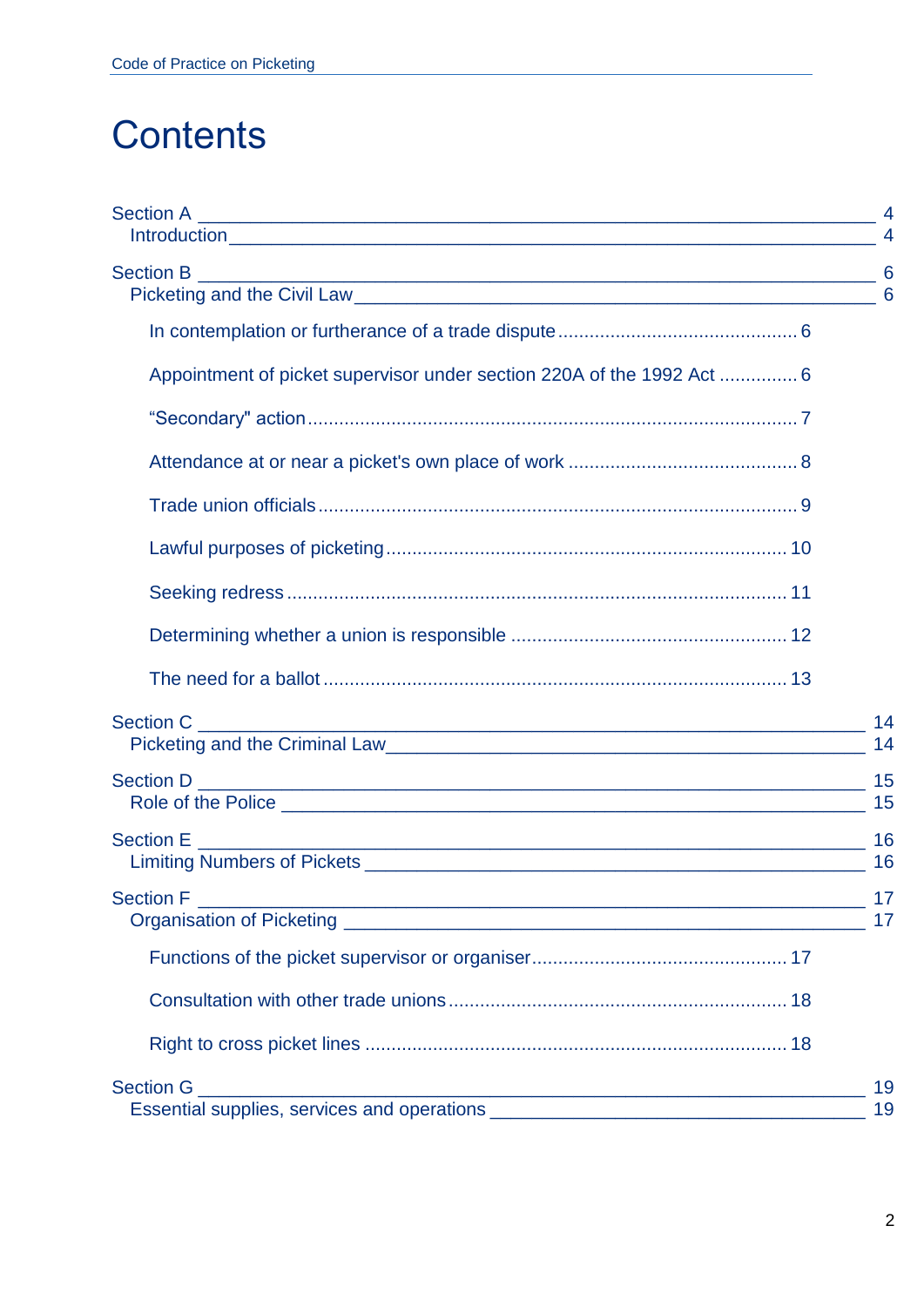# Contents

Section A ____ 4
Introduction ____ 4

Section B ____ 6
Picketing and the Civil Law ____ 6

- In contemplation or furtherance of a trade dispute ........ 6
- Appointment of picket supervisor under section 220A of the 1992 Act ........ 6
- "Secondary" action ........ 7
- Attendance at or near a picket's own place of work ........ 8
- Trade union officials ........ 9
- Lawful purposes of picketing ........ 10
- Seeking redress ........ 11
- Determining whether a union is responsible ........ 12
- The need for a ballot ........ 13

Section C ____ 14
Picketing and the Criminal Law ____ 14

Section D ____ 15
Role of the Police ____ 15

Section E ____ 16
Limiting Numbers of Pickets ____ 16

Section F ____ 17
Organisation of Picketing ____ 17

- Functions of the picket supervisor or organiser ........ 17
- Consultation with other trade unions ........ 18
- Right to cross picket lines ........ 18

Section G ____ 19
Essential supplies, services and operations ____ 19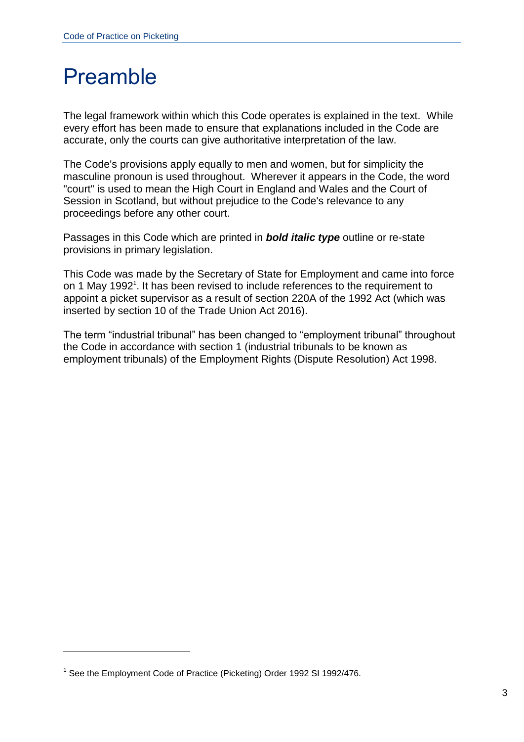# Preamble

The legal framework within which this Code operates is explained in the text. While every effort has been made to ensure that explanations included in the Code are accurate, only the courts can give authoritative interpretation of the law.

The Code's provisions apply equally to men and women, but for simplicity the masculine pronoun is used throughout. Wherever it appears in the Code, the word "court" is used to mean the High Court in England and Wales and the Court of Session in Scotland, but without prejudice to the Code's relevance to any proceedings before any other court.

Passages in this Code which are printed in ***bold italic type*** outline or re-state provisions in primary legislation.

This Code was made by the Secretary of State for Employment and came into force on 1 May 1992[1]. It has been revised to include references to the requirement to appoint a picket supervisor as a result of section 220A of the 1992 Act (which was inserted by section 10 of the Trade Union Act 2016).

The term "industrial tribunal" has been changed to "employment tribunal" throughout the Code in accordance with section 1 (industrial tribunals to be known as employment tribunals) of the Employment Rights (Dispute Resolution) Act 1998.

[1] See the Employment Code of Practice (Picketing) Order 1992 SI 1992/476.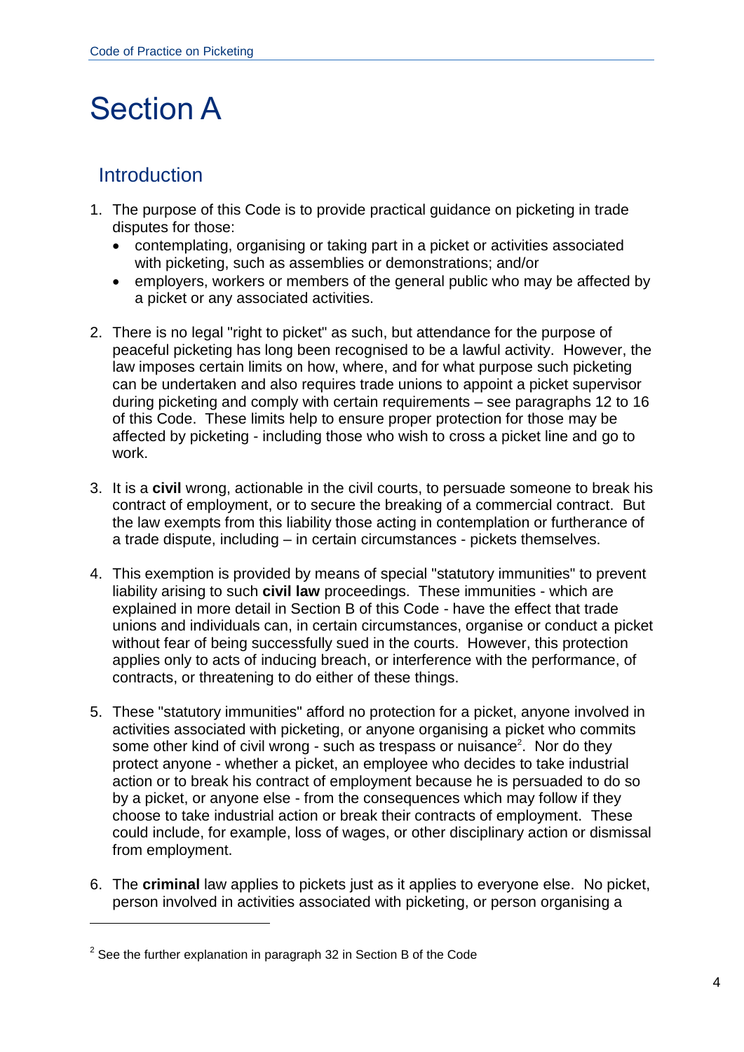# Section A

## Introduction

1. The purpose of this Code is to provide practical guidance on picketing in trade disputes for those:
   - contemplating, organising or taking part in a picket or activities associated with picketing, such as assemblies or demonstrations; and/or
   - employers, workers or members of the general public who may be affected by a picket or any associated activities.

2. There is no legal "right to picket" as such, but attendance for the purpose of peaceful picketing has long been recognised to be a lawful activity. However, the law imposes certain limits on how, where, and for what purpose such picketing can be undertaken and also requires trade unions to appoint a picket supervisor during picketing and comply with certain requirements – see paragraphs 12 to 16 of this Code. These limits help to ensure proper protection for those may be affected by picketing - including those who wish to cross a picket line and go to work.

3. It is a **civil** wrong, actionable in the civil courts, to persuade someone to break his contract of employment, or to secure the breaking of a commercial contract. But the law exempts from this liability those acting in contemplation or furtherance of a trade dispute, including – in certain circumstances - pickets themselves.

4. This exemption is provided by means of special "statutory immunities" to prevent liability arising to such **civil law** proceedings. These immunities - which are explained in more detail in Section B of this Code - have the effect that trade unions and individuals can, in certain circumstances, organise or conduct a picket without fear of being successfully sued in the courts. However, this protection applies only to acts of inducing breach, or interference with the performance, of contracts, or threatening to do either of these things.

5. These "statutory immunities" afford no protection for a picket, anyone involved in activities associated with picketing, or anyone organising a picket who commits some other kind of civil wrong - such as trespass or nuisance[2]. Nor do they protect anyone - whether a picket, an employee who decides to take industrial action or to break his contract of employment because he is persuaded to do so by a picket, or anyone else - from the consequences which may follow if they choose to take industrial action or break their contracts of employment. These could include, for example, loss of wages, or other disciplinary action or dismissal from employment.

6. The **criminal** law applies to pickets just as it applies to everyone else. No picket, person involved in activities associated with picketing, or person organising a

[2] See the further explanation in paragraph 32 in Section B of the Code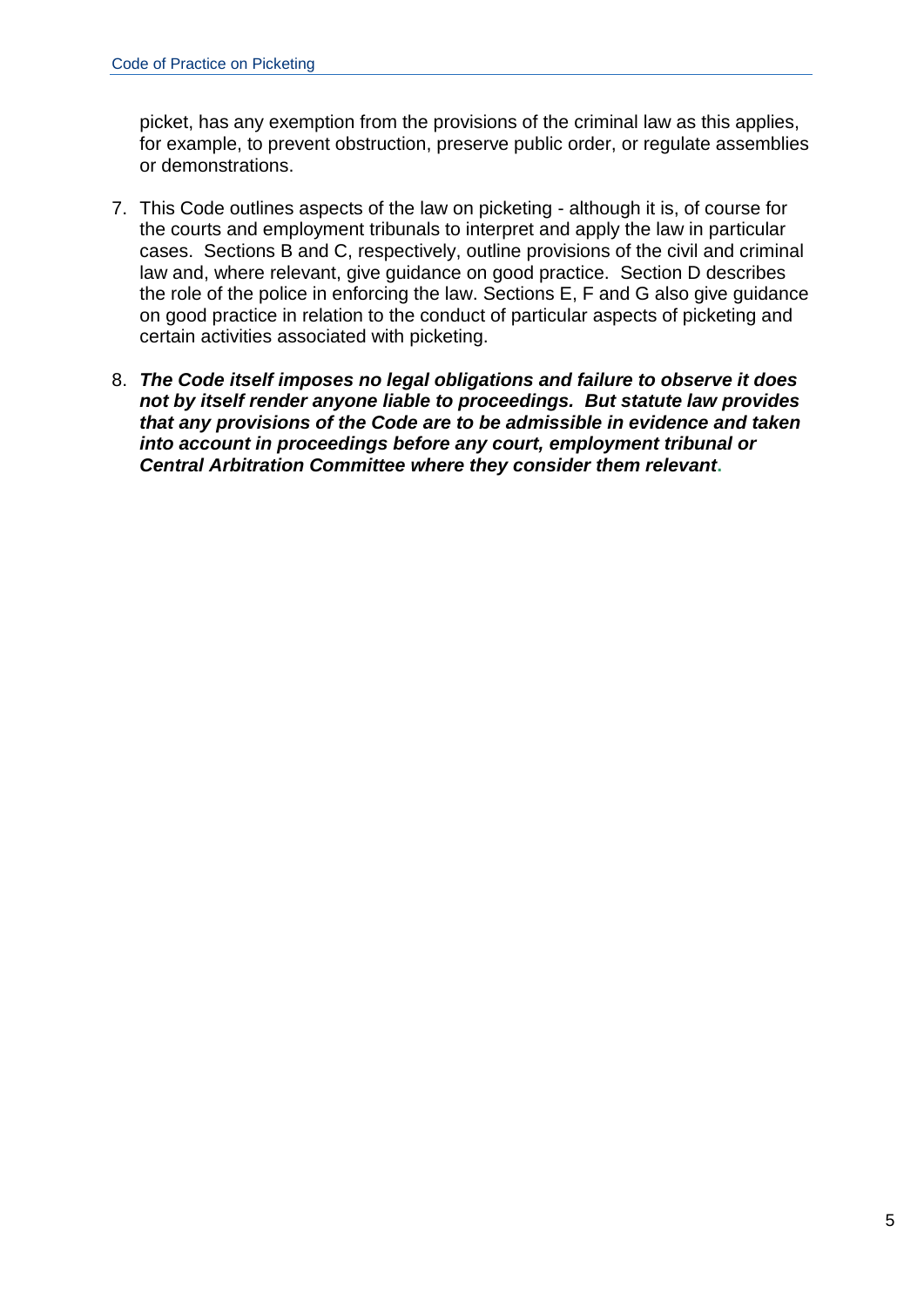picket, has any exemption from the provisions of the criminal law as this applies, for example, to prevent obstruction, preserve public order, or regulate assemblies or demonstrations.

7. This Code outlines aspects of the law on picketing - although it is, of course for the courts and employment tribunals to interpret and apply the law in particular cases. Sections B and C, respectively, outline provisions of the civil and criminal law and, where relevant, give guidance on good practice. Section D describes the role of the police in enforcing the law. Sections E, F and G also give guidance on good practice in relation to the conduct of particular aspects of picketing and certain activities associated with picketing.

8. ***The Code itself imposes no legal obligations and failure to observe it does not by itself render anyone liable to proceedings. But statute law provides that any provisions of the Code are to be admissible in evidence and taken into account in proceedings before any court, employment tribunal or Central Arbitration Committee where they consider them relevant*.**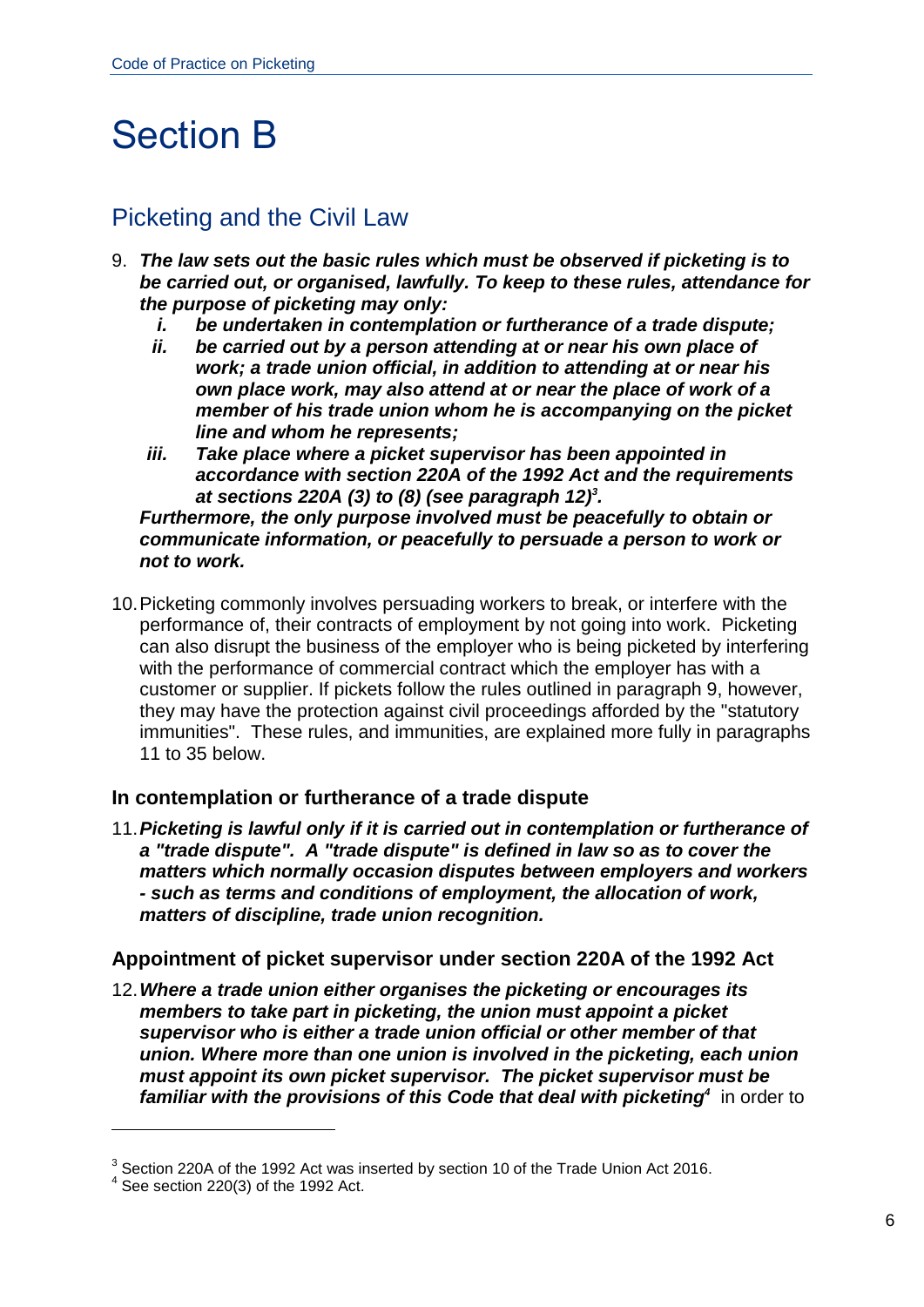# Section B

## Picketing and the Civil Law

9. ***The law sets out the basic rules which must be observed if picketing is to be carried out, or organised, lawfully. To keep to these rules, attendance for the purpose of picketing may only:***
   - ***i. be undertaken in contemplation or furtherance of a trade dispute;***
   - ***ii. be carried out by a person attending at or near his own place of work; a trade union official, in addition to attending at or near his own place work, may also attend at or near the place of work of a member of his trade union whom he is accompanying on the picket line and whom he represents;***
   - ***iii. Take place where a picket supervisor has been appointed in accordance with section 220A of the 1992 Act and the requirements at sections 220A (3) to (8) (see paragraph 12)[3].***

   ***Furthermore, the only purpose involved must be peacefully to obtain or communicate information, or peacefully to persuade a person to work or not to work.***

10. Picketing commonly involves persuading workers to break, or interfere with the performance of, their contracts of employment by not going into work. Picketing can also disrupt the business of the employer who is being picketed by interfering with the performance of commercial contract which the employer has with a customer or supplier. If pickets follow the rules outlined in paragraph 9, however, they may have the protection against civil proceedings afforded by the "statutory immunities". These rules, and immunities, are explained more fully in paragraphs 11 to 35 below.

### In contemplation or furtherance of a trade dispute

11. ***Picketing is lawful only if it is carried out in contemplation or furtherance of a "trade dispute". A "trade dispute" is defined in law so as to cover the matters which normally occasion disputes between employers and workers - such as terms and conditions of employment, the allocation of work, matters of discipline, trade union recognition.***

### Appointment of picket supervisor under section 220A of the 1992 Act

12. ***Where a trade union either organises the picketing or encourages its members to take part in picketing, the union must appoint a picket supervisor who is either a trade union official or other member of that union. Where more than one union is involved in the picketing, each union must appoint its own picket supervisor. The picket supervisor must be familiar with the provisions of this Code that deal with picketing[4]*** in order to

---

[3] Section 220A of the 1992 Act was inserted by section 10 of the Trade Union Act 2016.

[4] See section 220(3) of the 1992 Act.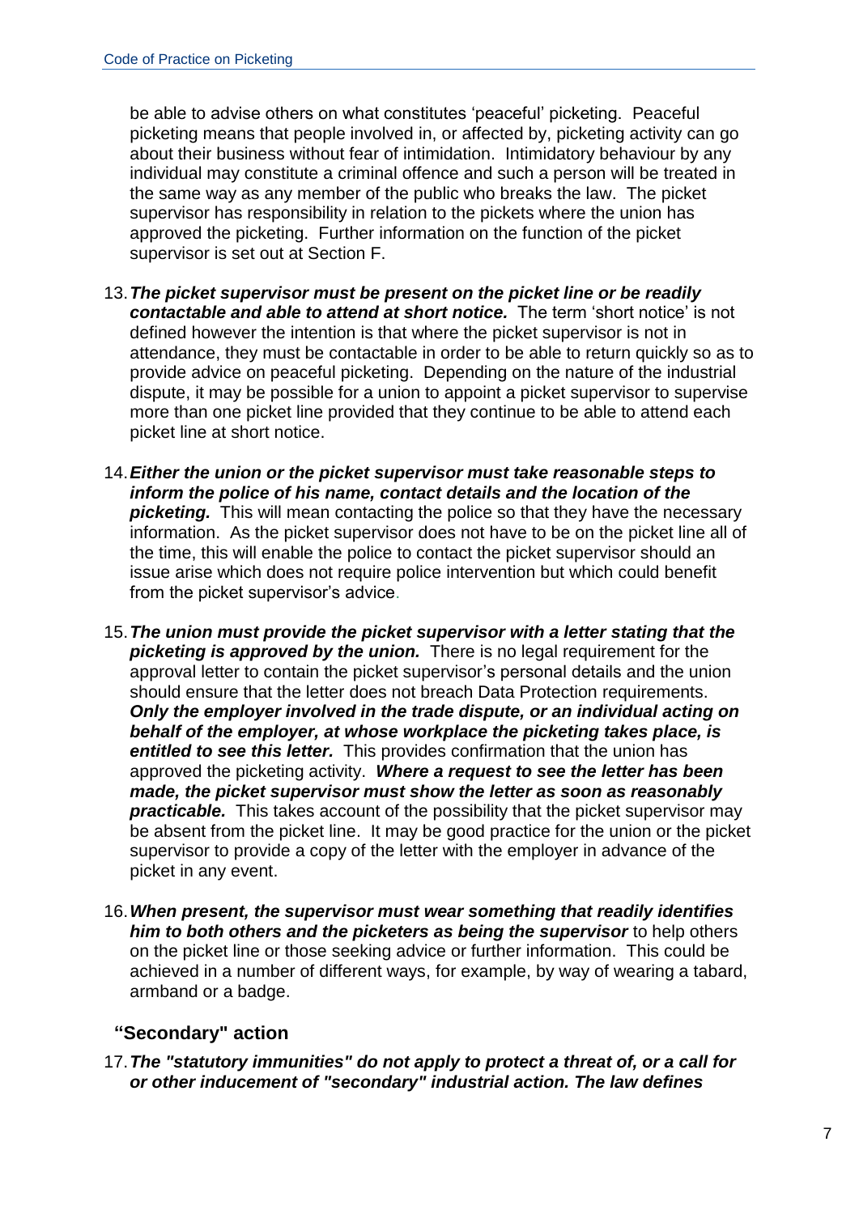be able to advise others on what constitutes 'peaceful' picketing. Peaceful picketing means that people involved in, or affected by, picketing activity can go about their business without fear of intimidation. Intimidatory behaviour by any individual may constitute a criminal offence and such a person will be treated in the same way as any member of the public who breaks the law. The picket supervisor has responsibility in relation to the pickets where the union has approved the picketing. Further information on the function of the picket supervisor is set out at Section F.

13. ***The picket supervisor must be present on the picket line or be readily contactable and able to attend at short notice.*** The term 'short notice' is not defined however the intention is that where the picket supervisor is not in attendance, they must be contactable in order to be able to return quickly so as to provide advice on peaceful picketing. Depending on the nature of the industrial dispute, it may be possible for a union to appoint a picket supervisor to supervise more than one picket line provided that they continue to be able to attend each picket line at short notice.

14. ***Either the union or the picket supervisor must take reasonable steps to inform the police of his name, contact details and the location of the picketing.*** This will mean contacting the police so that they have the necessary information. As the picket supervisor does not have to be on the picket line all of the time, this will enable the police to contact the picket supervisor should an issue arise which does not require police intervention but which could benefit from the picket supervisor's advice.

15. ***The union must provide the picket supervisor with a letter stating that the picketing is approved by the union.*** There is no legal requirement for the approval letter to contain the picket supervisor's personal details and the union should ensure that the letter does not breach Data Protection requirements. ***Only the employer involved in the trade dispute, or an individual acting on behalf of the employer, at whose workplace the picketing takes place, is entitled to see this letter.*** This provides confirmation that the union has approved the picketing activity. ***Where a request to see the letter has been made, the picket supervisor must show the letter as soon as reasonably practicable.*** This takes account of the possibility that the picket supervisor may be absent from the picket line. It may be good practice for the union or the picket supervisor to provide a copy of the letter with the employer in advance of the picket in any event.

16. ***When present, the supervisor must wear something that readily identifies him to both others and the picketers as being the supervisor*** to help others on the picket line or those seeking advice or further information. This could be achieved in a number of different ways, for example, by way of wearing a tabard, armband or a badge.

## "Secondary" action

17. ***The "statutory immunities" do not apply to protect a threat of, or a call for or other inducement of "secondary" industrial action. The law defines***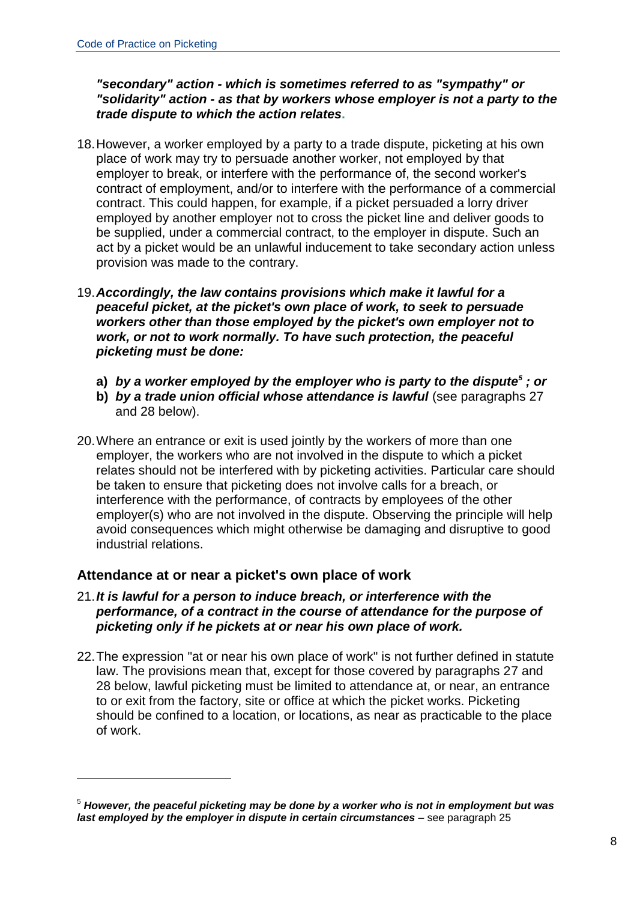***"secondary" action - which is sometimes referred to as "sympathy" or "solidarity" action - as that by workers whose employer is not a party to the trade dispute to which the action relates*.**

18. However, a worker employed by a party to a trade dispute, picketing at his own place of work may try to persuade another worker, not employed by that employer to break, or interfere with the performance of, the second worker's contract of employment, and/or to interfere with the performance of a commercial contract. This could happen, for example, if a picket persuaded a lorry driver employed by another employer not to cross the picket line and deliver goods to be supplied, under a commercial contract, to the employer in dispute. Such an act by a picket would be an unlawful inducement to take secondary action unless provision was made to the contrary.

19. ***Accordingly, the law contains provisions which make it lawful for a peaceful picket, at the picket's own place of work, to seek to persuade workers other than those employed by the picket's own employer not to work, or not to work normally. To have such protection, the peaceful picketing must be done:***

    **a)** ***by a worker employed by the employer who is party to the dispute[5] ; or***
    
    **b)** ***by a trade union official whose attendance is lawful*** (see paragraphs 27 and 28 below).

20. Where an entrance or exit is used jointly by the workers of more than one employer, the workers who are not involved in the dispute to which a picket relates should not be interfered with by picketing activities. Particular care should be taken to ensure that picketing does not involve calls for a breach, or interference with the performance, of contracts by employees of the other employer(s) who are not involved in the dispute. Observing the principle will help avoid consequences which might otherwise be damaging and disruptive to good industrial relations.

## Attendance at or near a picket's own place of work

21. ***It is lawful for a person to induce breach, or interference with the performance, of a contract in the course of attendance for the purpose of picketing only if he pickets at or near his own place of work.***

22. The expression "at or near his own place of work" is not further defined in statute law. The provisions mean that, except for those covered by paragraphs 27 and 28 below, lawful picketing must be limited to attendance at, or near, an entrance to or exit from the factory, site or office at which the picket works. Picketing should be confined to a location, or locations, as near as practicable to the place of work.

---

[5] ***However, the peaceful picketing may be done by a worker who is not in employment but was last employed by the employer in dispute in certain circumstances*** – see paragraph 25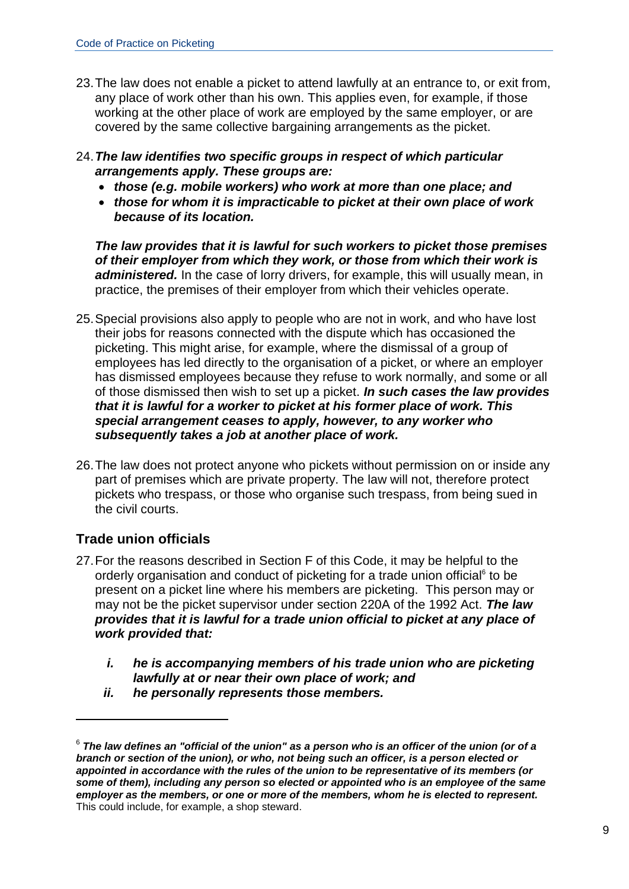23. The law does not enable a picket to attend lawfully at an entrance to, or exit from, any place of work other than his own. This applies even, for example, if those working at the other place of work are employed by the same employer, or are covered by the same collective bargaining arrangements as the picket.

24. ***The law identifies two specific groups in respect of which particular arrangements apply. These groups are:***
    - ***those (e.g. mobile workers) who work at more than one place; and***
    - ***those for whom it is impracticable to picket at their own place of work because of its location.***

    ***The law provides that it is lawful for such workers to picket those premises of their employer from which they work, or those from which their work is administered.*** In the case of lorry drivers, for example, this will usually mean, in practice, the premises of their employer from which their vehicles operate.

25. Special provisions also apply to people who are not in work, and who have lost their jobs for reasons connected with the dispute which has occasioned the picketing. This might arise, for example, where the dismissal of a group of employees has led directly to the organisation of a picket, or where an employer has dismissed employees because they refuse to work normally, and some or all of those dismissed then wish to set up a picket. ***In such cases the law provides that it is lawful for a worker to picket at his former place of work. This special arrangement ceases to apply, however, to any worker who subsequently takes a job at another place of work.***

26. The law does not protect anyone who pickets without permission on or inside any part of premises which are private property. The law will not, therefore protect pickets who trespass, or those who organise such trespass, from being sued in the civil courts.

## Trade union officials

27. For the reasons described in Section F of this Code, it may be helpful to the orderly organisation and conduct of picketing for a trade union official[6] to be present on a picket line where his members are picketing. This person may or may not be the picket supervisor under section 220A of the 1992 Act. ***The law provides that it is lawful for a trade union official to picket at any place of work provided that:***

    ***i. he is accompanying members of his trade union who are picketing lawfully at or near their own place of work; and***

    ***ii. he personally represents those members.***

---

[6] ***The law defines an "official of the union" as a person who is an officer of the union (or of a branch or section of the union), or who, not being such an officer, is a person elected or appointed in accordance with the rules of the union to be representative of its members (or some of them), including any person so elected or appointed who is an employee of the same employer as the members, or one or more of the members, whom he is elected to represent.*** This could include, for example, a shop steward.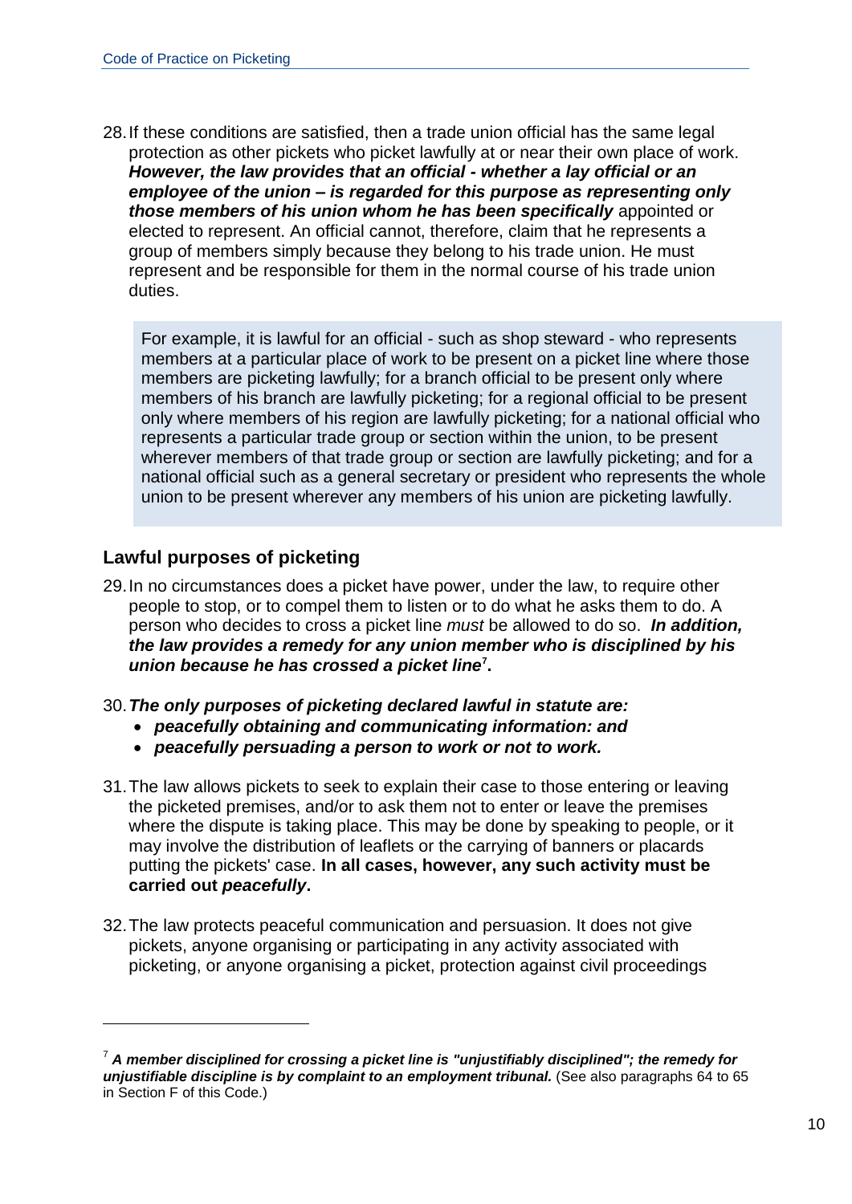28. If these conditions are satisfied, then a trade union official has the same legal protection as other pickets who picket lawfully at or near their own place of work. ***However, the law provides that an official - whether a lay official or an employee of the union – is regarded for this purpose as representing only those members of his union whom he has been specifically*** appointed or elected to represent. An official cannot, therefore, claim that he represents a group of members simply because they belong to his trade union. He must represent and be responsible for them in the normal course of his trade union duties.

> For example, it is lawful for an official - such as shop steward - who represents members at a particular place of work to be present on a picket line where those members are picketing lawfully; for a branch official to be present only where members of his branch are lawfully picketing; for a regional official to be present only where members of his region are lawfully picketing; for a national official who represents a particular trade group or section within the union, to be present wherever members of that trade group or section are lawfully picketing; and for a national official such as a general secretary or president who represents the whole union to be present wherever any members of his union are picketing lawfully.

## Lawful purposes of picketing

29. In no circumstances does a picket have power, under the law, to require other people to stop, or to compel them to listen or to do what he asks them to do. A person who decides to cross a picket line *must* be allowed to do so. ***In addition, the law provides a remedy for any union member who is disciplined by his union because he has crossed a picket line***[7]**.**

30. ***The only purposes of picketing declared lawful in statute are:***
    - ***peacefully obtaining and communicating information: and***
    - ***peacefully persuading a person to work or not to work.***

31. The law allows pickets to seek to explain their case to those entering or leaving the picketed premises, and/or to ask them not to enter or leave the premises where the dispute is taking place. This may be done by speaking to people, or it may involve the distribution of leaflets or the carrying of banners or placards putting the pickets' case. **In all cases, however, any such activity must be carried out *peacefully*.**

32. The law protects peaceful communication and persuasion. It does not give pickets, anyone organising or participating in any activity associated with picketing, or anyone organising a picket, protection against civil proceedings

---

[7] ***A member disciplined for crossing a picket line is "unjustifiably disciplined"; the remedy for unjustifiable discipline is by complaint to an employment tribunal.*** (See also paragraphs 64 to 65 in Section F of this Code.)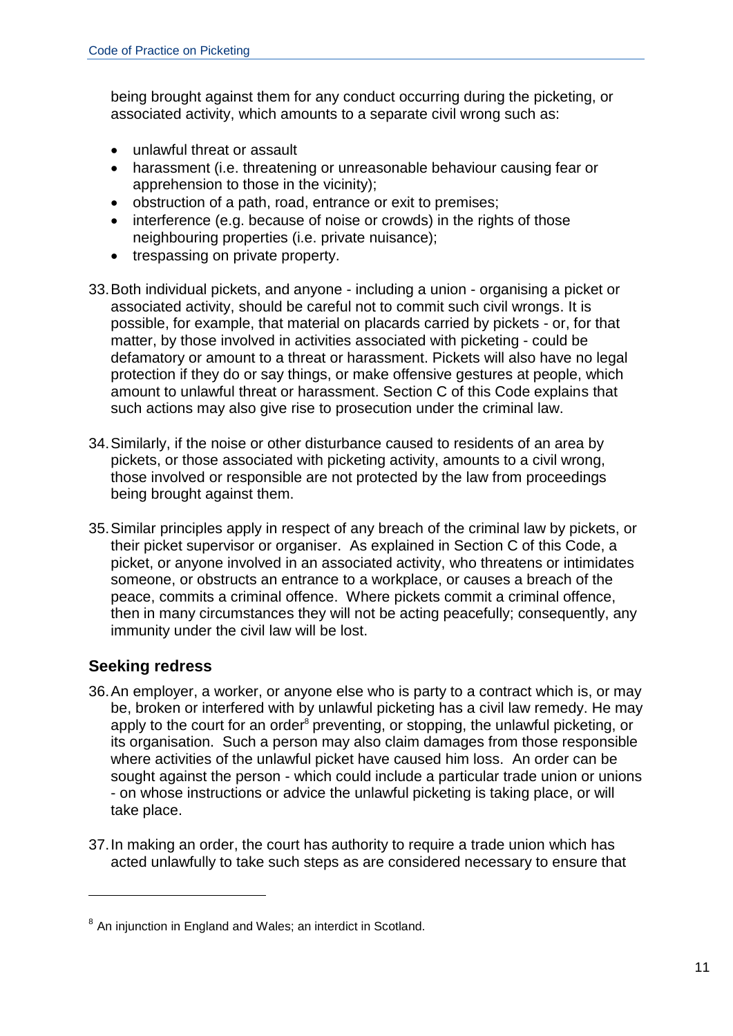being brought against them for any conduct occurring during the picketing, or associated activity, which amounts to a separate civil wrong such as:

- unlawful threat or assault
- harassment (i.e. threatening or unreasonable behaviour causing fear or apprehension to those in the vicinity);
- obstruction of a path, road, entrance or exit to premises;
- interference (e.g. because of noise or crowds) in the rights of those neighbouring properties (i.e. private nuisance);
- trespassing on private property.

33. Both individual pickets, and anyone - including a union - organising a picket or associated activity, should be careful not to commit such civil wrongs. It is possible, for example, that material on placards carried by pickets - or, for that matter, by those involved in activities associated with picketing - could be defamatory or amount to a threat or harassment. Pickets will also have no legal protection if they do or say things, or make offensive gestures at people, which amount to unlawful threat or harassment. Section C of this Code explains that such actions may also give rise to prosecution under the criminal law.

34. Similarly, if the noise or other disturbance caused to residents of an area by pickets, or those associated with picketing activity, amounts to a civil wrong, those involved or responsible are not protected by the law from proceedings being brought against them.

35. Similar principles apply in respect of any breach of the criminal law by pickets, or their picket supervisor or organiser. As explained in Section C of this Code, a picket, or anyone involved in an associated activity, who threatens or intimidates someone, or obstructs an entrance to a workplace, or causes a breach of the peace, commits a criminal offence. Where pickets commit a criminal offence, then in many circumstances they will not be acting peacefully; consequently, any immunity under the civil law will be lost.

## Seeking redress

36. An employer, a worker, or anyone else who is party to a contract which is, or may be, broken or interfered with by unlawful picketing has a civil law remedy. He may apply to the court for an order[8] preventing, or stopping, the unlawful picketing, or its organisation. Such a person may also claim damages from those responsible where activities of the unlawful picket have caused him loss. An order can be sought against the person - which could include a particular trade union or unions - on whose instructions or advice the unlawful picketing is taking place, or will take place.

37. In making an order, the court has authority to require a trade union which has acted unlawfully to take such steps as are considered necessary to ensure that

[8] An injunction in England and Wales; an interdict in Scotland.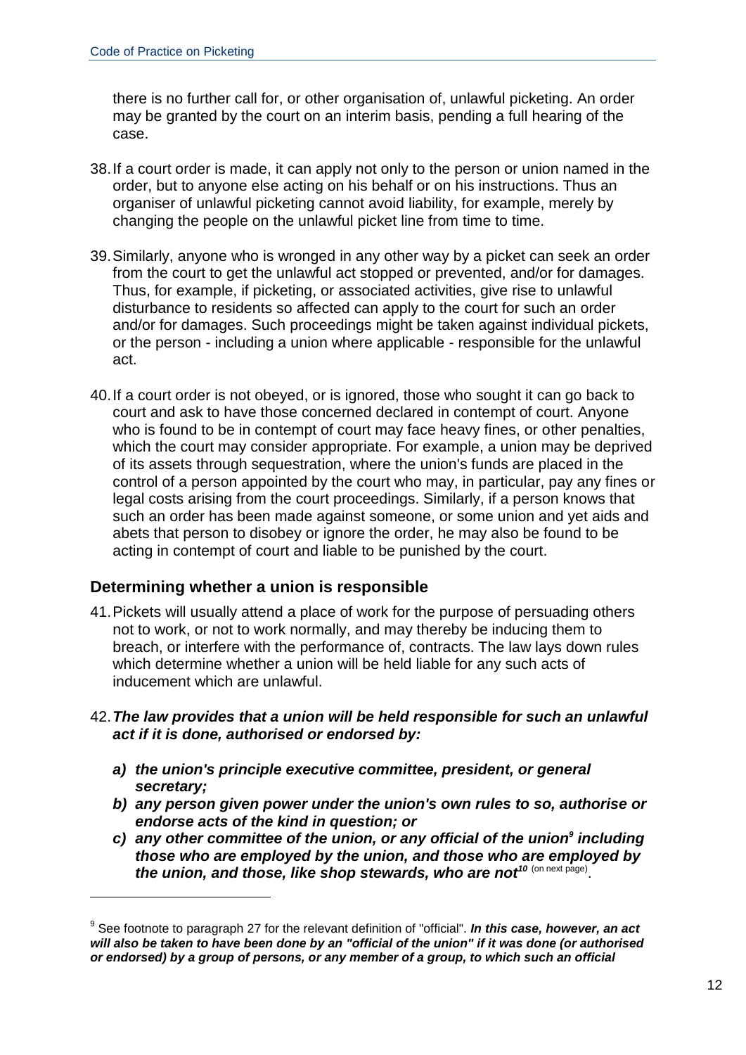there is no further call for, or other organisation of, unlawful picketing. An order may be granted by the court on an interim basis, pending a full hearing of the case.

38. If a court order is made, it can apply not only to the person or union named in the order, but to anyone else acting on his behalf or on his instructions. Thus an organiser of unlawful picketing cannot avoid liability, for example, merely by changing the people on the unlawful picket line from time to time.

39. Similarly, anyone who is wronged in any other way by a picket can seek an order from the court to get the unlawful act stopped or prevented, and/or for damages. Thus, for example, if picketing, or associated activities, give rise to unlawful disturbance to residents so affected can apply to the court for such an order and/or for damages. Such proceedings might be taken against individual pickets, or the person - including a union where applicable - responsible for the unlawful act.

40. If a court order is not obeyed, or is ignored, those who sought it can go back to court and ask to have those concerned declared in contempt of court. Anyone who is found to be in contempt of court may face heavy fines, or other penalties, which the court may consider appropriate. For example, a union may be deprived of its assets through sequestration, where the union's funds are placed in the control of a person appointed by the court who may, in particular, pay any fines or legal costs arising from the court proceedings. Similarly, if a person knows that such an order has been made against someone, or some union and yet aids and abets that person to disobey or ignore the order, he may also be found to be acting in contempt of court and liable to be punished by the court.

## Determining whether a union is responsible

41. Pickets will usually attend a place of work for the purpose of persuading others not to work, or not to work normally, and may thereby be inducing them to breach, or interfere with the performance of, contracts. The law lays down rules which determine whether a union will be held liable for any such acts of inducement which are unlawful.

42. ***The law provides that a union will be held responsible for such an unlawful act if it is done, authorised or endorsed by:***

    a) ***the union's principle executive committee, president, or general secretary;***
    b) ***any person given power under the union's own rules to so, authorise or endorse acts of the kind in question; or***
    c) ***any other committee of the union, or any official of the union[9] including those who are employed by the union, and those who are employed by the union, and those, like shop stewards, who are not[10]*** (on next page).

---

[9] See footnote to paragraph 27 for the relevant definition of "official". ***In this case, however, an act will also be taken to have been done by an "official of the union" if it was done (or authorised or endorsed) by a group of persons, or any member of a group, to which such an official***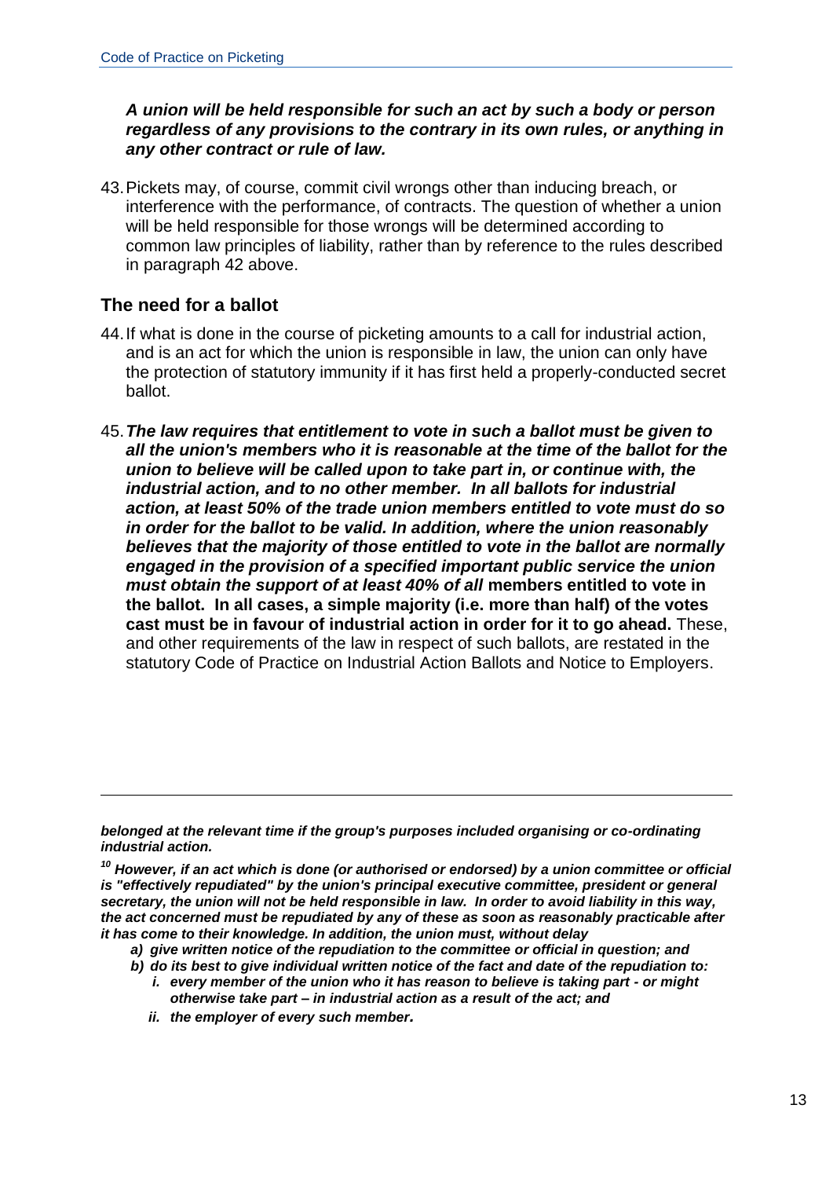***A union will be held responsible for such an act by such a body or person regardless of any provisions to the contrary in its own rules, or anything in any other contract or rule of law.***

43. Pickets may, of course, commit civil wrongs other than inducing breach, or interference with the performance, of contracts. The question of whether a union will be held responsible for those wrongs will be determined according to common law principles of liability, rather than by reference to the rules described in paragraph 42 above.

## The need for a ballot

44. If what is done in the course of picketing amounts to a call for industrial action, and is an act for which the union is responsible in law, the union can only have the protection of statutory immunity if it has first held a properly-conducted secret ballot.

45. ***The law requires that entitlement to vote in such a ballot must be given to all the union's members who it is reasonable at the time of the ballot for the union to believe will be called upon to take part in, or continue with, the industrial action, and to no other member. In all ballots for industrial action, at least 50% of the trade union members entitled to vote must do so in order for the ballot to be valid. In addition, where the union reasonably believes that the majority of those entitled to vote in the ballot are normally engaged in the provision of a specified important public service the union must obtain the support of at least 40% of all* members entitled to vote in the ballot. In all cases, a simple majority (i.e. more than half) of the votes cast must be in favour of industrial action in order for it to go ahead.** These, and other requirements of the law in respect of such ballots, are restated in the statutory Code of Practice on Industrial Action Ballots and Notice to Employers.

---

***belonged at the relevant time if the group's purposes included organising or co-ordinating industrial action.***

***[10] However, if an act which is done (or authorised or endorsed) by a union committee or official is "effectively repudiated" by the union's principal executive committee, president or general secretary, the union will not be held responsible in law. In order to avoid liability in this way, the act concerned must be repudiated by any of these as soon as reasonably practicable after it has come to their knowledge. In addition, the union must, without delay***

- ***a) give written notice of the repudiation to the committee or official in question; and***
- ***b) do its best to give individual written notice of the fact and date of the repudiation to:***
  - ***i. every member of the union who it has reason to believe is taking part - or might otherwise take part – in industrial action as a result of the act; and***
  - ***ii. the employer of every such member.***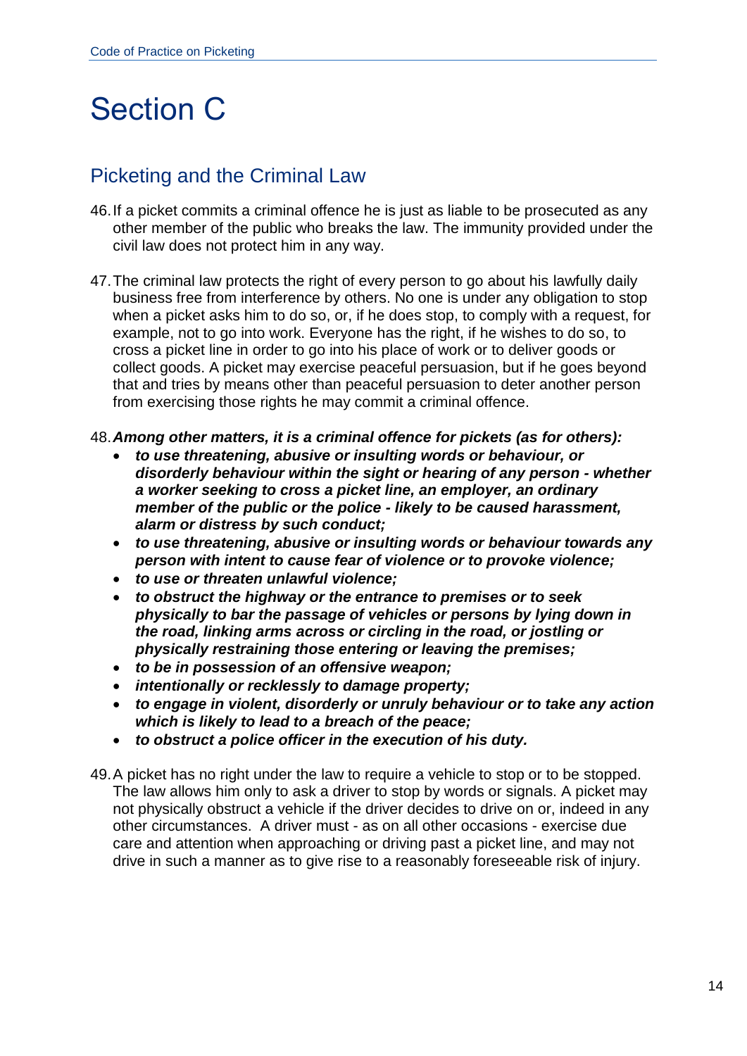# Section C

## Picketing and the Criminal Law

46. If a picket commits a criminal offence he is just as liable to be prosecuted as any other member of the public who breaks the law. The immunity provided under the civil law does not protect him in any way.

47. The criminal law protects the right of every person to go about his lawfully daily business free from interference by others. No one is under any obligation to stop when a picket asks him to do so, or, if he does stop, to comply with a request, for example, not to go into work. Everyone has the right, if he wishes to do so, to cross a picket line in order to go into his place of work or to deliver goods or collect goods. A picket may exercise peaceful persuasion, but if he goes beyond that and tries by means other than peaceful persuasion to deter another person from exercising those rights he may commit a criminal offence.

48. ***Among other matters, it is a criminal offence for pickets (as for others):***
    - ***to use threatening, abusive or insulting words or behaviour, or disorderly behaviour within the sight or hearing of any person - whether a worker seeking to cross a picket line, an employer, an ordinary member of the public or the police - likely to be caused harassment, alarm or distress by such conduct;***
    - ***to use threatening, abusive or insulting words or behaviour towards any person with intent to cause fear of violence or to provoke violence;***
    - ***to use or threaten unlawful violence;***
    - ***to obstruct the highway or the entrance to premises or to seek physically to bar the passage of vehicles or persons by lying down in the road, linking arms across or circling in the road, or jostling or physically restraining those entering or leaving the premises;***
    - ***to be in possession of an offensive weapon;***
    - ***intentionally or recklessly to damage property;***
    - ***to engage in violent, disorderly or unruly behaviour or to take any action which is likely to lead to a breach of the peace;***
    - ***to obstruct a police officer in the execution of his duty.***

49. A picket has no right under the law to require a vehicle to stop or to be stopped. The law allows him only to ask a driver to stop by words or signals. A picket may not physically obstruct a vehicle if the driver decides to drive on or, indeed in any other circumstances. A driver must - as on all other occasions - exercise due care and attention when approaching or driving past a picket line, and may not drive in such a manner as to give rise to a reasonably foreseeable risk of injury.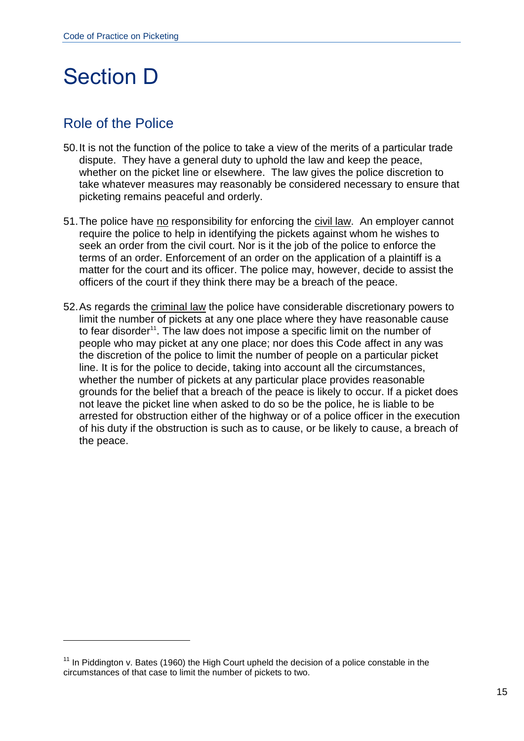# Section D

## Role of the Police

50. It is not the function of the police to take a view of the merits of a particular trade dispute. They have a general duty to uphold the law and keep the peace, whether on the picket line or elsewhere. The law gives the police discretion to take whatever measures may reasonably be considered necessary to ensure that picketing remains peaceful and orderly.

51. The police have <u>no</u> responsibility for enforcing the <u>civil law</u>. An employer cannot require the police to help in identifying the pickets against whom he wishes to seek an order from the civil court. Nor is it the job of the police to enforce the terms of an order. Enforcement of an order on the application of a plaintiff is a matter for the court and its officer. The police may, however, decide to assist the officers of the court if they think there may be a breach of the peace.

52. As regards the <u>criminal law</u> the police have considerable discretionary powers to limit the number of pickets at any one place where they have reasonable cause to fear disorder[11]. The law does not impose a specific limit on the number of people who may picket at any one place; nor does this Code affect in any was the discretion of the police to limit the number of people on a particular picket line. It is for the police to decide, taking into account all the circumstances, whether the number of pickets at any particular place provides reasonable grounds for the belief that a breach of the peace is likely to occur. If a picket does not leave the picket line when asked to do so be the police, he is liable to be arrested for obstruction either of the highway or of a police officer in the execution of his duty if the obstruction is such as to cause, or be likely to cause, a breach of the peace.

---

[11] In Piddington v. Bates (1960) the High Court upheld the decision of a police constable in the circumstances of that case to limit the number of pickets to two.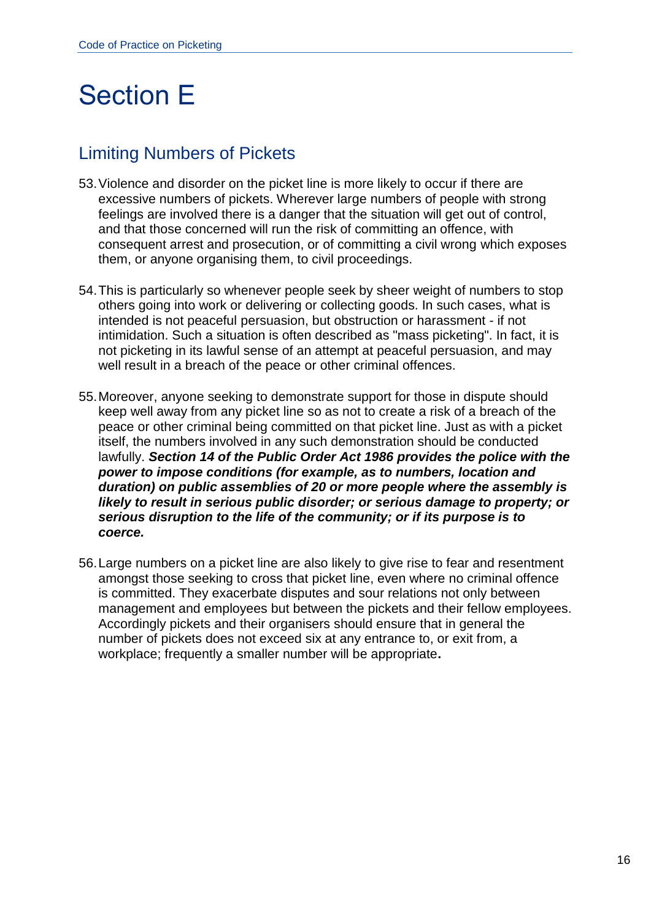# Section E

## Limiting Numbers of Pickets

53. Violence and disorder on the picket line is more likely to occur if there are excessive numbers of pickets. Wherever large numbers of people with strong feelings are involved there is a danger that the situation will get out of control, and that those concerned will run the risk of committing an offence, with consequent arrest and prosecution, or of committing a civil wrong which exposes them, or anyone organising them, to civil proceedings.

54. This is particularly so whenever people seek by sheer weight of numbers to stop others going into work or delivering or collecting goods. In such cases, what is intended is not peaceful persuasion, but obstruction or harassment - if not intimidation. Such a situation is often described as "mass picketing". In fact, it is not picketing in its lawful sense of an attempt at peaceful persuasion, and may well result in a breach of the peace or other criminal offences.

55. Moreover, anyone seeking to demonstrate support for those in dispute should keep well away from any picket line so as not to create a risk of a breach of the peace or other criminal being committed on that picket line. Just as with a picket itself, the numbers involved in any such demonstration should be conducted lawfully. ***Section 14 of the Public Order Act 1986 provides the police with the power to impose conditions (for example, as to numbers, location and duration) on public assemblies of 20 or more people where the assembly is likely to result in serious public disorder; or serious damage to property; or serious disruption to the life of the community; or if its purpose is to coerce.***

56. Large numbers on a picket line are also likely to give rise to fear and resentment amongst those seeking to cross that picket line, even where no criminal offence is committed. They exacerbate disputes and sour relations not only between management and employees but between the pickets and their fellow employees. Accordingly pickets and their organisers should ensure that in general the number of pickets does not exceed six at any entrance to, or exit from, a workplace; frequently a smaller number will be appropriate.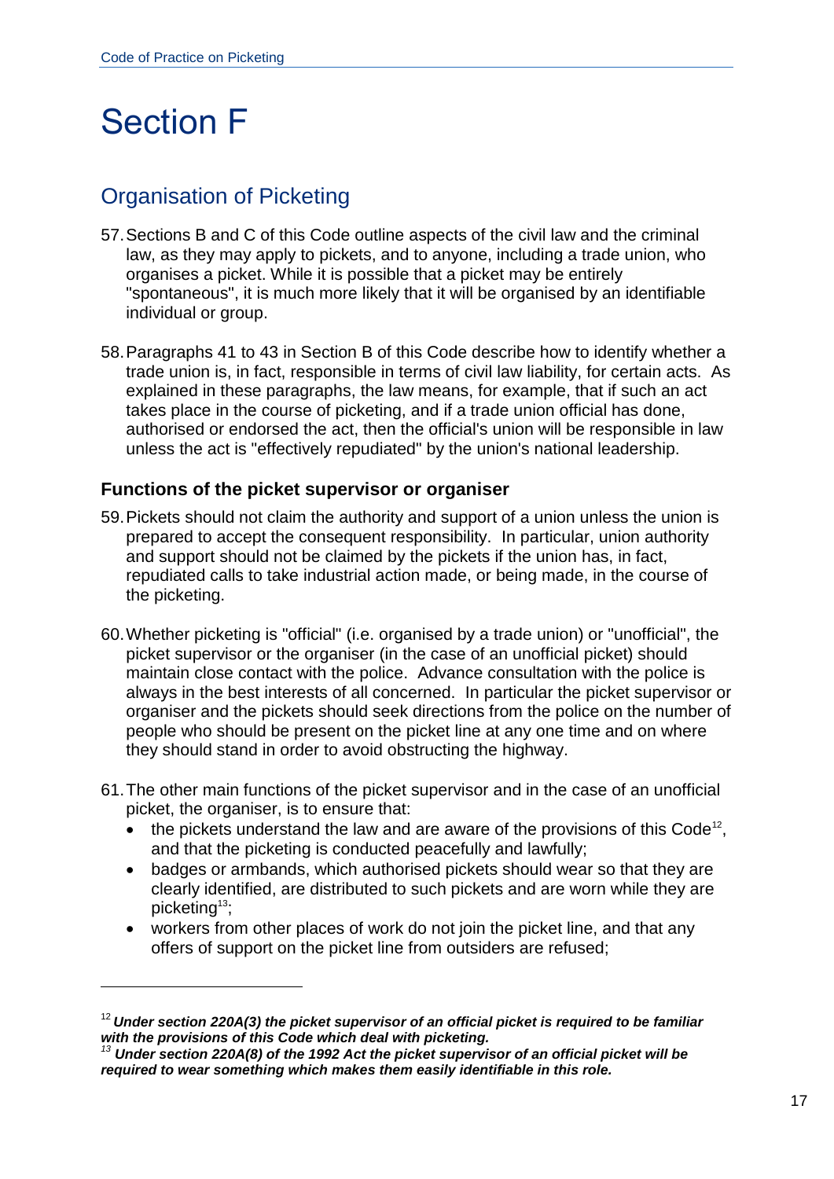# Section F

## Organisation of Picketing

57. Sections B and C of this Code outline aspects of the civil law and the criminal law, as they may apply to pickets, and to anyone, including a trade union, who organises a picket. While it is possible that a picket may be entirely "spontaneous", it is much more likely that it will be organised by an identifiable individual or group.

58. Paragraphs 41 to 43 in Section B of this Code describe how to identify whether a trade union is, in fact, responsible in terms of civil law liability, for certain acts. As explained in these paragraphs, the law means, for example, that if such an act takes place in the course of picketing, and if a trade union official has done, authorised or endorsed the act, then the official's union will be responsible in law unless the act is "effectively repudiated" by the union's national leadership.

### Functions of the picket supervisor or organiser

59. Pickets should not claim the authority and support of a union unless the union is prepared to accept the consequent responsibility. In particular, union authority and support should not be claimed by the pickets if the union has, in fact, repudiated calls to take industrial action made, or being made, in the course of the picketing.

60. Whether picketing is "official" (i.e. organised by a trade union) or "unofficial", the picket supervisor or the organiser (in the case of an unofficial picket) should maintain close contact with the police. Advance consultation with the police is always in the best interests of all concerned. In particular the picket supervisor or organiser and the pickets should seek directions from the police on the number of people who should be present on the picket line at any one time and on where they should stand in order to avoid obstructing the highway.

61. The other main functions of the picket supervisor and in the case of an unofficial picket, the organiser, is to ensure that:
    - the pickets understand the law and are aware of the provisions of this Code[12], and that the picketing is conducted peacefully and lawfully;
    - badges or armbands, which authorised pickets should wear so that they are clearly identified, are distributed to such pickets and are worn while they are picketing[13];
    - workers from other places of work do not join the picket line, and that any offers of support on the picket line from outsiders are refused;

---

[12] ***Under section 220A(3) the picket supervisor of an official picket is required to be familiar with the provisions of this Code which deal with picketing.***

[13] ***Under section 220A(8) of the 1992 Act the picket supervisor of an official picket will be required to wear something which makes them easily identifiable in this role.***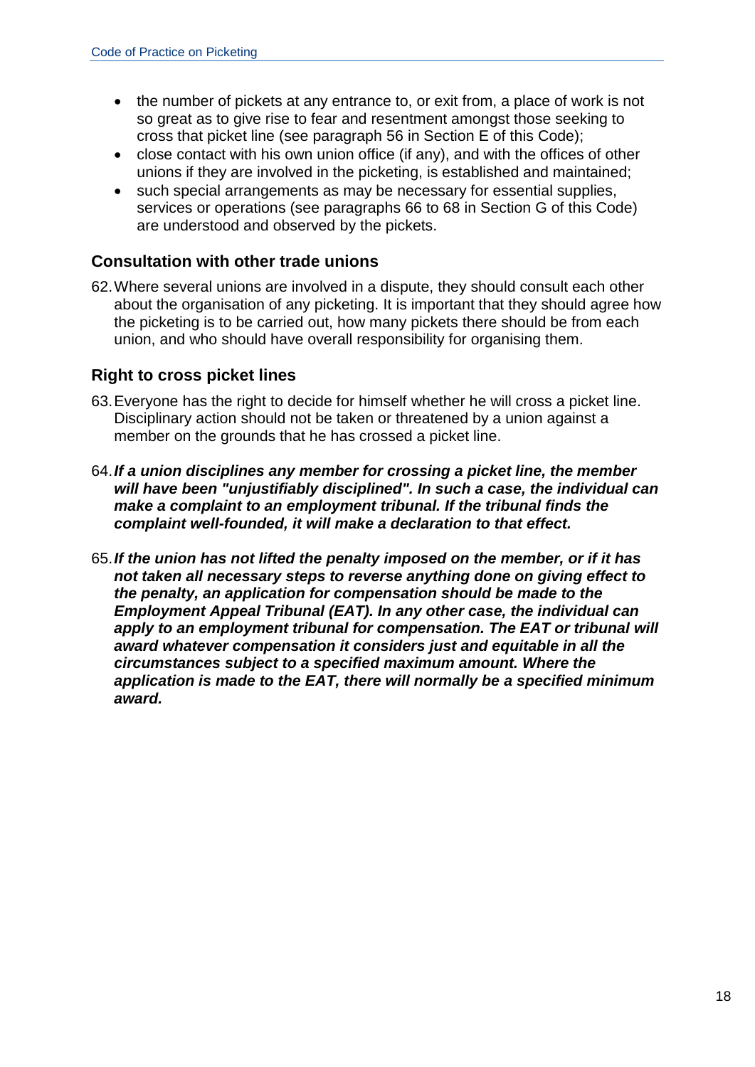- the number of pickets at any entrance to, or exit from, a place of work is not so great as to give rise to fear and resentment amongst those seeking to cross that picket line (see paragraph 56 in Section E of this Code);
- close contact with his own union office (if any), and with the offices of other unions if they are involved in the picketing, is established and maintained;
- such special arrangements as may be necessary for essential supplies, services or operations (see paragraphs 66 to 68 in Section G of this Code) are understood and observed by the pickets.

## Consultation with other trade unions

62. Where several unions are involved in a dispute, they should consult each other about the organisation of any picketing. It is important that they should agree how the picketing is to be carried out, how many pickets there should be from each union, and who should have overall responsibility for organising them.

## Right to cross picket lines

63. Everyone has the right to decide for himself whether he will cross a picket line. Disciplinary action should not be taken or threatened by a union against a member on the grounds that he has crossed a picket line.

64. ***If a union disciplines any member for crossing a picket line, the member will have been "unjustifiably disciplined". In such a case, the individual can make a complaint to an employment tribunal. If the tribunal finds the complaint well-founded, it will make a declaration to that effect.***

65. ***If the union has not lifted the penalty imposed on the member, or if it has not taken all necessary steps to reverse anything done on giving effect to the penalty, an application for compensation should be made to the Employment Appeal Tribunal (EAT). In any other case, the individual can apply to an employment tribunal for compensation. The EAT or tribunal will award whatever compensation it considers just and equitable in all the circumstances subject to a specified maximum amount. Where the application is made to the EAT, there will normally be a specified minimum award.***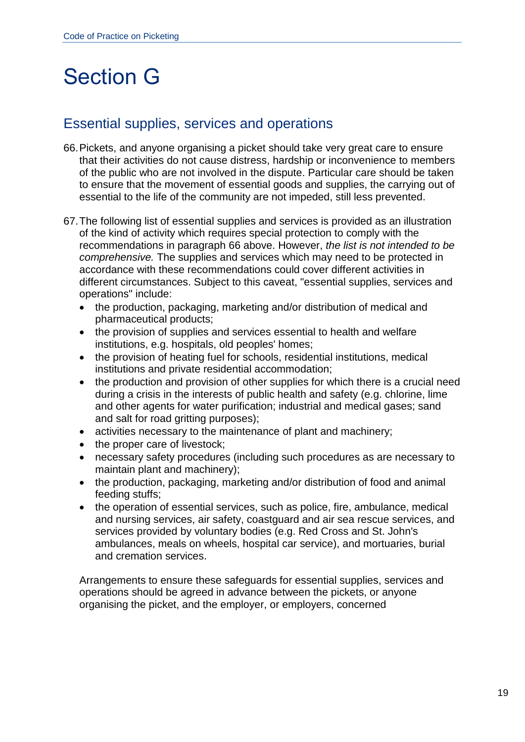# Section G

## Essential supplies, services and operations

66. Pickets, and anyone organising a picket should take very great care to ensure that their activities do not cause distress, hardship or inconvenience to members of the public who are not involved in the dispute. Particular care should be taken to ensure that the movement of essential goods and supplies, the carrying out of essential to the life of the community are not impeded, still less prevented.

67. The following list of essential supplies and services is provided as an illustration of the kind of activity which requires special protection to comply with the recommendations in paragraph 66 above. However, *the list is not intended to be comprehensive.* The supplies and services which may need to be protected in accordance with these recommendations could cover different activities in different circumstances. Subject to this caveat, "essential supplies, services and operations" include:
    - the production, packaging, marketing and/or distribution of medical and pharmaceutical products;
    - the provision of supplies and services essential to health and welfare institutions, e.g. hospitals, old peoples' homes;
    - the provision of heating fuel for schools, residential institutions, medical institutions and private residential accommodation;
    - the production and provision of other supplies for which there is a crucial need during a crisis in the interests of public health and safety (e.g. chlorine, lime and other agents for water purification; industrial and medical gases; sand and salt for road gritting purposes);
    - activities necessary to the maintenance of plant and machinery;
    - the proper care of livestock;
    - necessary safety procedures (including such procedures as are necessary to maintain plant and machinery);
    - the production, packaging, marketing and/or distribution of food and animal feeding stuffs;
    - the operation of essential services, such as police, fire, ambulance, medical and nursing services, air safety, coastguard and air sea rescue services, and services provided by voluntary bodies (e.g. Red Cross and St. John's ambulances, meals on wheels, hospital car service), and mortuaries, burial and cremation services.

    Arrangements to ensure these safeguards for essential supplies, services and operations should be agreed in advance between the pickets, or anyone organising the picket, and the employer, or employers, concerned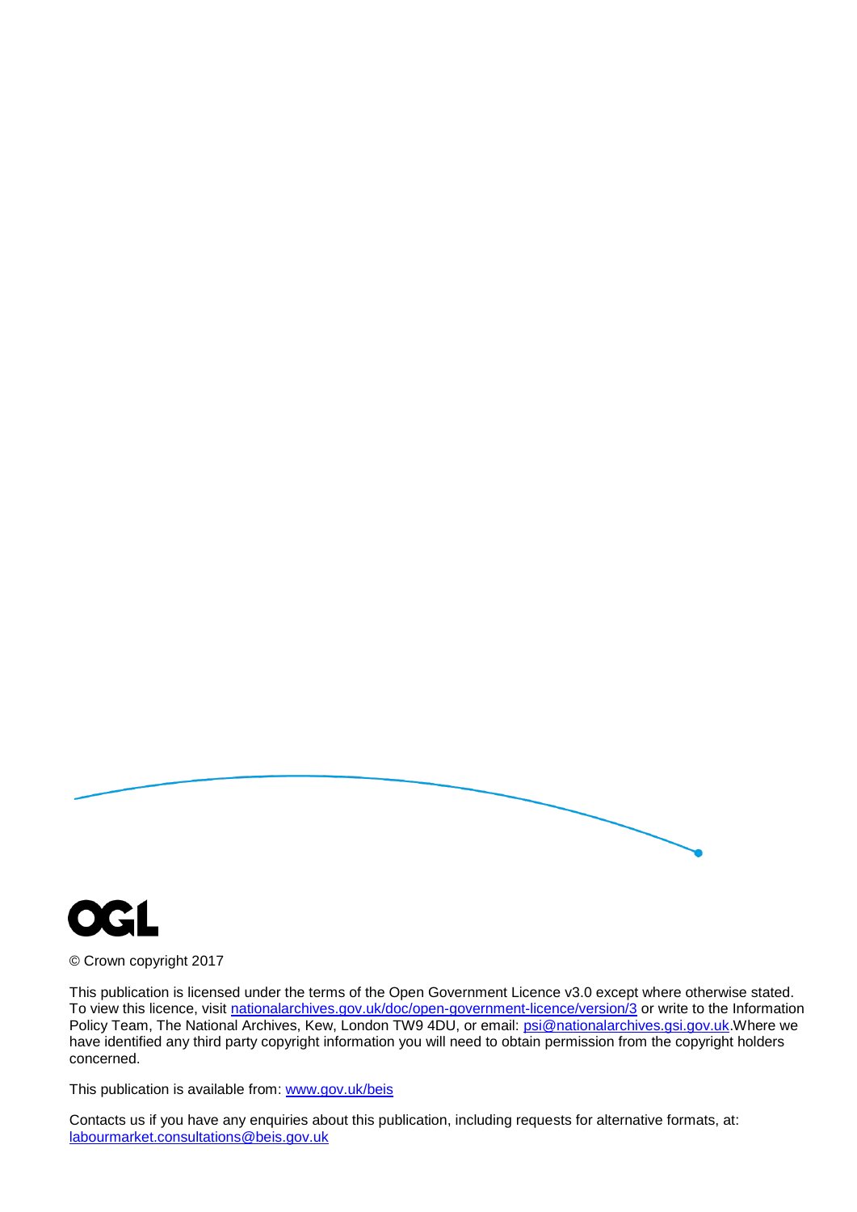OGL

© Crown copyright 2017

This publication is licensed under the terms of the Open Government Licence v3.0 except where otherwise stated. To view this licence, visit nationalarchives.gov.uk/doc/open-government-licence/version/3 or write to the Information Policy Team, The National Archives, Kew, London TW9 4DU, or email: psi@nationalarchives.gsi.gov.uk.Where we have identified any third party copyright information you will need to obtain permission from the copyright holders concerned.

This publication is available from: www.gov.uk/beis

Contacts us if you have any enquiries about this publication, including requests for alternative formats, at: labourmarket.consultations@beis.gov.uk